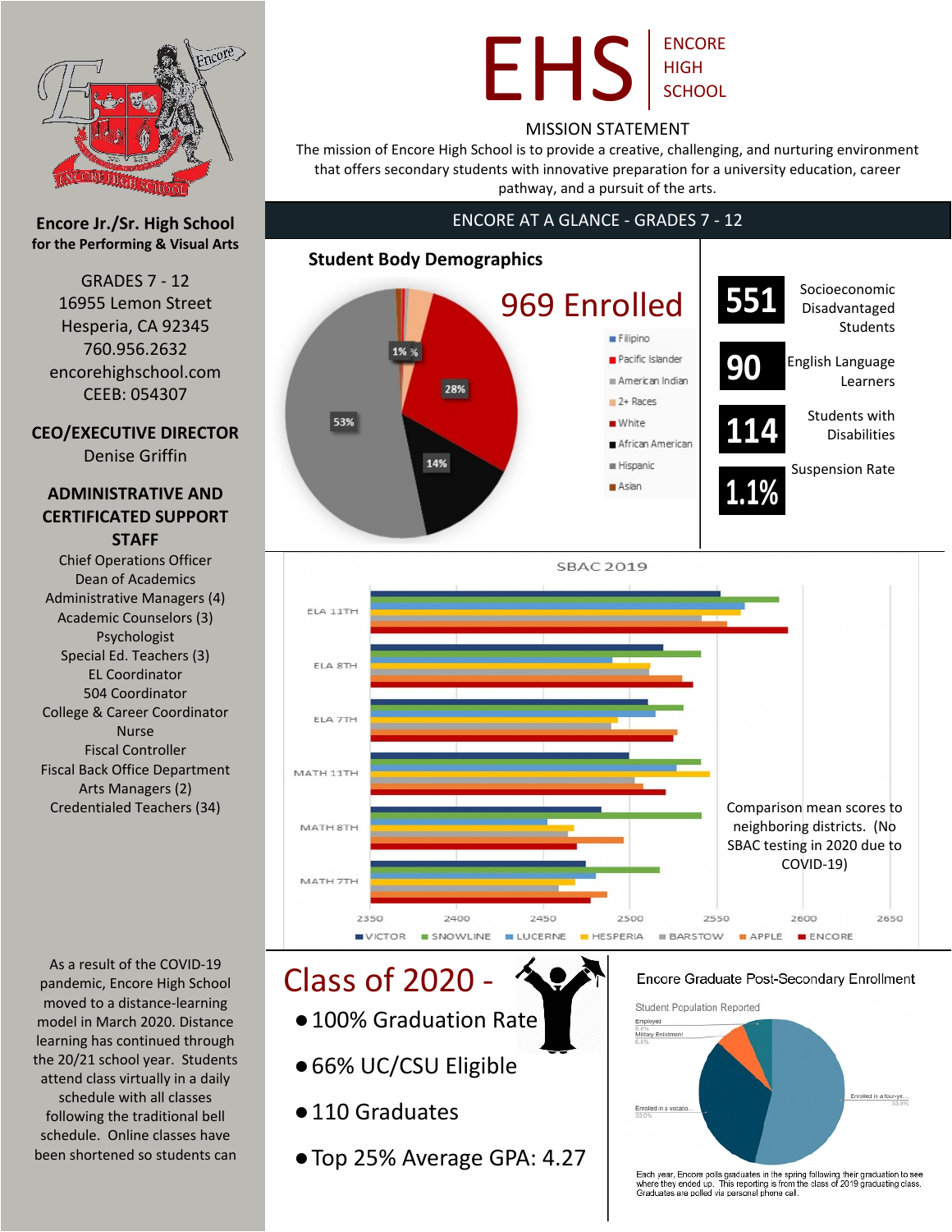# EHS | ENCORE HIGH SCHOOL

## MISSION STATEMENT

The mission of Encore High School is to provide a creative, challenging, and nurturing environment that offers secondary students with innovative preparation for a university education, career pathway, and a pursuit of the arts.

**Encore Jr./Sr. High School**
**for the Performing & Visual Arts**

GRADES 7 - 12
16955 Lemon Street
Hesperia, CA 92345
760.956.2632
encorehighschool.com
CEEB: 054307

**CEO/EXECUTIVE DIRECTOR**
Denise Griffin

**ADMINISTRATIVE AND CERTIFICATED SUPPORT STAFF**

Chief Operations Officer
Dean of Academics
Administrative Managers (4)
Academic Counselors (3)
Psychologist
Special Ed. Teachers (3)
EL Coordinator
504 Coordinator
College & Career Coordinator
Nurse
Fiscal Controller
Fiscal Back Office Department
Arts Managers (2)
Credentialed Teachers (34)

As a result of the COVID-19 pandemic, Encore High School moved to a distance-learning model in March 2020. Distance learning has continued through the 20/21 school year. Students attend class virtually in a daily schedule with all classes following the traditional bell schedule. Online classes have been shortened so students can

## ENCORE AT A GLANCE - GRADES 7 - 12

### Student Body Demographics

969 Enrolled

- Filipino
- Pacific Islander
- American Indian
- 2+ Races
- White: 28%
- African American: 14%
- Hispanic: 53%
- Asian: 1%

| | |
|---|---|
| 551 | Socioeconomic Disadvantaged Students |
| 90 | English Language Learners |
| 114 | Students with Disabilities |
| 1.1% | Suspension Rate |

### SBAC 2019

Categories: ELA 11TH, ELA 8TH, ELA 7TH, MATH 11TH, MATH 8TH, MATH 7TH (scale 2350–2650)

Legend: VICTOR, SNOWLINE, LUCERNE, HESPERIA, BARSTOW, APPLE, ENCORE

Comparison mean scores to neighboring districts. (No SBAC testing in 2020 due to COVID-19)

## Class of 2020 -

- 100% Graduation Rate
- 66% UC/CSU Eligible
- 110 Graduates
- Top 25% Average GPA: 4.27

### Encore Graduate Post-Secondary Enrollment

Student Population Reported

- Employed: 6.6%
- Military Enlistment: 6.6%
- Enrolled in a vocatio...: 33.0%
- Enrolled in a four-ye...: 53.8%

Each year, Encore polls graduates in the spring following their graduation to see where they ended up. This reporting is from the class of 2019 graduating class. Graduates are polled via personal phone call.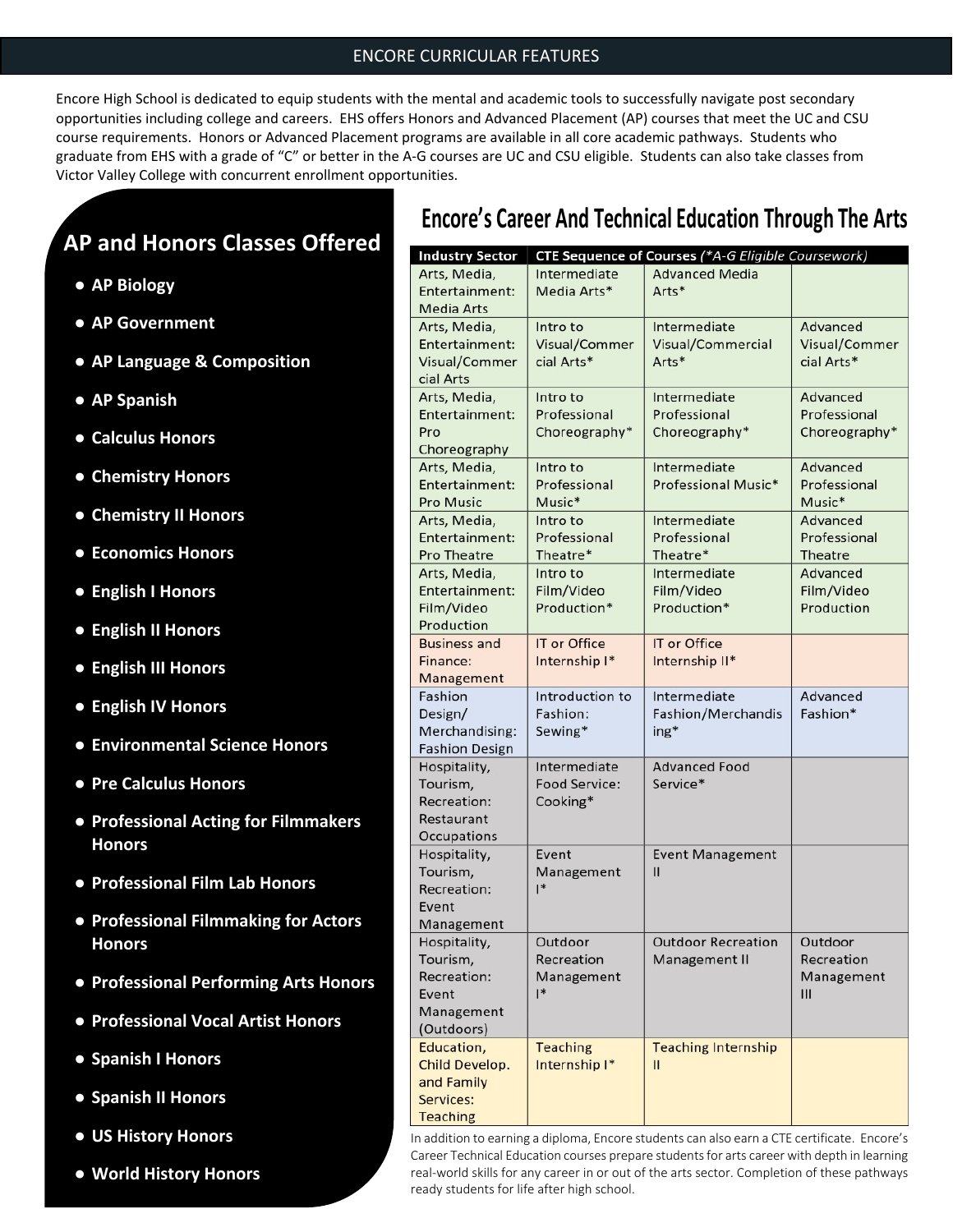## ENCORE CURRICULAR FEATURES

Encore High School is dedicated to equip students with the mental and academic tools to successfully navigate post secondary opportunities including college and careers. EHS offers Honors and Advanced Placement (AP) courses that meet the UC and CSU course requirements. Honors or Advanced Placement programs are available in all core academic pathways. Students who graduate from EHS with a grade of "C" or better in the A-G courses are UC and CSU eligible. Students can also take classes from Victor Valley College with concurrent enrollment opportunities.

### AP and Honors Classes Offered

- **AP Biology**
- **AP Government**
- **AP Language & Composition**
- **AP Spanish**
- **Calculus Honors**
- **Chemistry Honors**
- **Chemistry II Honors**
- **Economics Honors**
- **English I Honors**
- **English II Honors**
- **English III Honors**
- **English IV Honors**
- **Environmental Science Honors**
- **Pre Calculus Honors**
- **Professional Acting for Filmmakers Honors**
- **Professional Film Lab Honors**
- **Professional Filmmaking for Actors Honors**
- **Professional Performing Arts Honors**
- **Professional Vocal Artist Honors**
- **Spanish I Honors**
- **Spanish II Honors**
- **US History Honors**
- **World History Honors**

### Encore's Career And Technical Education Through The Arts

| Industry Sector | CTE Sequence of Courses *(\*A-G Eligible Coursework)* | | |
|---|---|---|---|
| Arts, Media, Entertainment: Media Arts | Intermediate Media Arts* | Advanced Media Arts* | |
| Arts, Media, Entertainment: Visual/Commercial Arts | Intro to Visual/Commercial Arts* | Intermediate Visual/Commercial Arts* | Advanced Visual/Commercial Arts* |
| Arts, Media, Entertainment: Pro Choreography | Intro to Professional Choreography* | Intermediate Professional Choreography* | Advanced Professional Choreography* |
| Arts, Media, Entertainment: Pro Music | Intro to Professional Music* | Intermediate Professional Music* | Advanced Professional Music* |
| Arts, Media, Entertainment: Pro Theatre | Intro to Professional Theatre* | Intermediate Professional Theatre* | Advanced Professional Theatre |
| Arts, Media, Entertainment: Film/Video Production | Intro to Film/Video Production* | Intermediate Film/Video Production* | Advanced Film/Video Production |
| Business and Finance: Management | IT or Office Internship I* | IT or Office Internship II* | |
| Fashion Design/ Merchandising: Fashion Design | Introduction to Fashion: Sewing* | Intermediate Fashion/Merchandising* | Advanced Fashion* |
| Hospitality, Tourism, Recreation: Restaurant Occupations | Intermediate Food Service: Cooking* | Advanced Food Service* | |
| Hospitality, Tourism, Recreation: Event Management | Event Management I* | Event Management II | |
| Hospitality, Tourism, Recreation: Event Management (Outdoors) | Outdoor Recreation Management I* | Outdoor Recreation Management II | Outdoor Recreation Management III |
| Education, Child Develop. and Family Services: Teaching | Teaching Internship I* | Teaching Internship II | |

In addition to earning a diploma, Encore students can also earn a CTE certificate. Encore's Career Technical Education courses prepare students for arts career with depth in learning real-world skills for any career in or out of the arts sector. Completion of these pathways ready students for life after high school.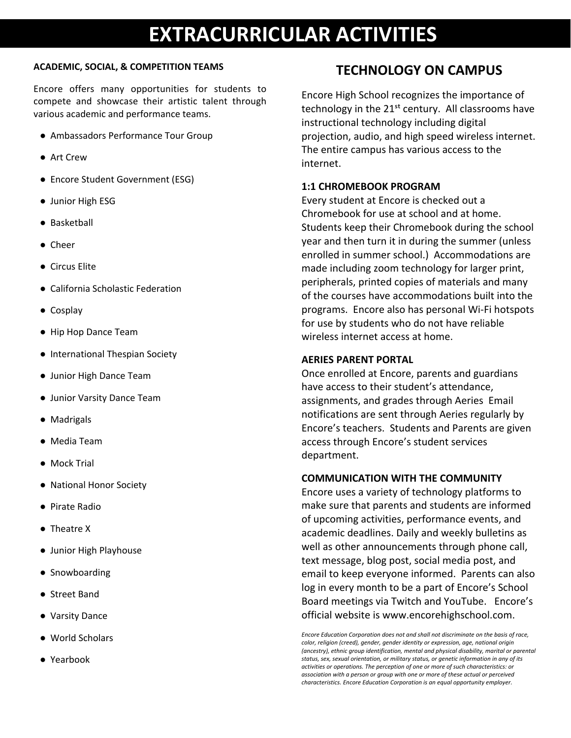# EXTRACURRICULAR ACTIVITIES

**ACADEMIC, SOCIAL, & COMPETITION TEAMS**

Encore offers many opportunities for students to compete and showcase their artistic talent through various academic and performance teams.

- Ambassadors Performance Tour Group
- Art Crew
- Encore Student Government (ESG)
- Junior High ESG
- Basketball
- Cheer
- Circus Elite
- California Scholastic Federation
- Cosplay
- Hip Hop Dance Team
- International Thespian Society
- Junior High Dance Team
- Junior Varsity Dance Team
- Madrigals
- Media Team
- Mock Trial
- National Honor Society
- Pirate Radio
- Theatre X
- Junior High Playhouse
- Snowboarding
- Street Band
- Varsity Dance
- World Scholars
- Yearbook

## TECHNOLOGY ON CAMPUS

Encore High School recognizes the importance of technology in the 21st century. All classrooms have instructional technology including digital projection, audio, and high speed wireless internet. The entire campus has various access to the internet.

**1:1 CHROMEBOOK PROGRAM**

Every student at Encore is checked out a Chromebook for use at school and at home. Students keep their Chromebook during the school year and then turn it in during the summer (unless enrolled in summer school.) Accommodations are made including zoom technology for larger print, peripherals, printed copies of materials and many of the courses have accommodations built into the programs. Encore also has personal Wi-Fi hotspots for use by students who do not have reliable wireless internet access at home.

**AERIES PARENT PORTAL**

Once enrolled at Encore, parents and guardians have access to their student's attendance, assignments, and grades through Aeries Email notifications are sent through Aeries regularly by Encore's teachers. Students and Parents are given access through Encore's student services department.

**COMMUNICATION WITH THE COMMUNITY**

Encore uses a variety of technology platforms to make sure that parents and students are informed of upcoming activities, performance events, and academic deadlines. Daily and weekly bulletins as well as other announcements through phone call, text message, blog post, social media post, and email to keep everyone informed. Parents can also log in every month to be a part of Encore's School Board meetings via Twitch and YouTube. Encore's official website is www.encorehighschool.com.

*Encore Education Corporation does not and shall not discriminate on the basis of race, color, religion (creed), gender, gender identity or expression, age, national origin (ancestry), ethnic group identification, mental and physical disability, marital or parental status, sex, sexual orientation, or military status, or genetic information in any of its activities or operations. The perception of one or more of such characteristics: or association with a person or group with one or more of these actual or perceived characteristics. Encore Education Corporation is an equal opportunity employer.*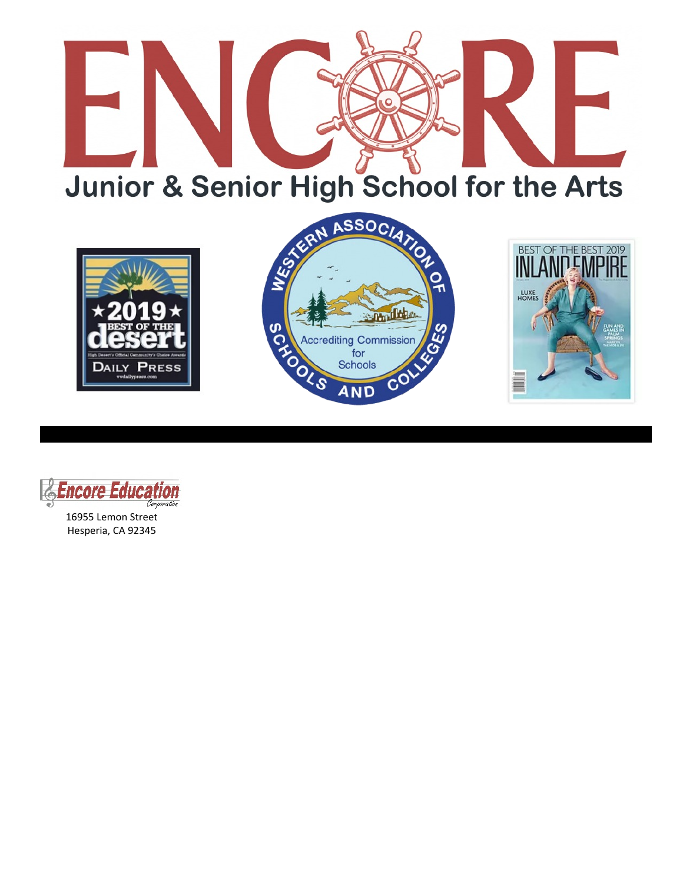# ENCORE

## Junior & Senior High School for the Arts

Encore Education Corporation

16955 Lemon Street
Hesperia, CA 92345